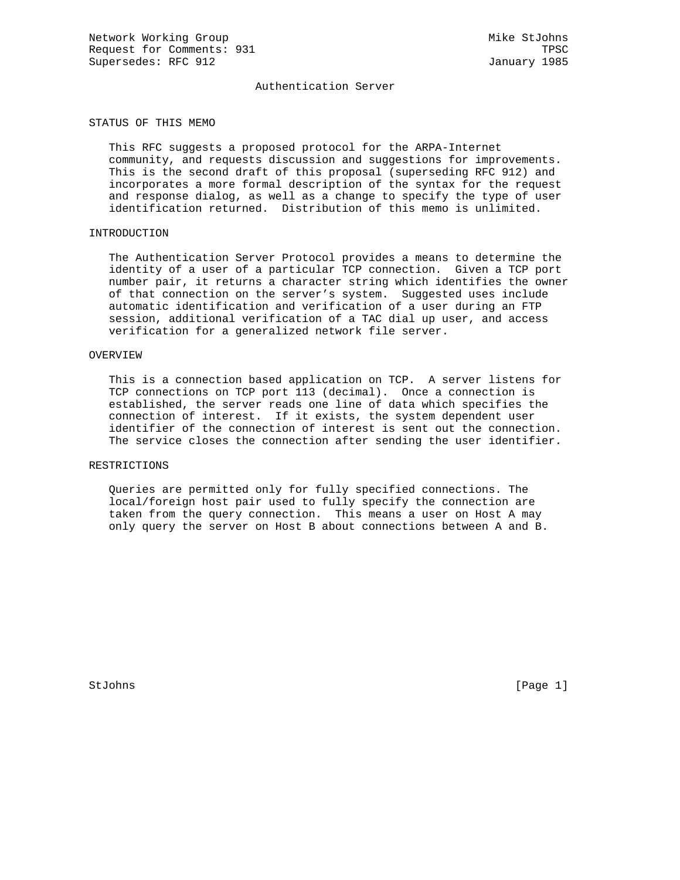Network Working Group                                        Mike StJohns
Request for Comments: 931                                            TPSC
Supersedes: RFC 912                                          January 1985

# Authentication Server

## STATUS OF THIS MEMO

This RFC suggests a proposed protocol for the ARPA-Internet community, and requests discussion and suggestions for improvements. This is the second draft of this proposal (superseding RFC 912) and incorporates a more formal description of the syntax for the request and response dialog, as well as a change to specify the type of user identification returned. Distribution of this memo is unlimited.

## INTRODUCTION

The Authentication Server Protocol provides a means to determine the identity of a user of a particular TCP connection. Given a TCP port number pair, it returns a character string which identifies the owner of that connection on the server's system. Suggested uses include automatic identification and verification of a user during an FTP session, additional verification of a TAC dial up user, and access verification for a generalized network file server.

## OVERVIEW

This is a connection based application on TCP. A server listens for TCP connections on TCP port 113 (decimal). Once a connection is established, the server reads one line of data which specifies the connection of interest. If it exists, the system dependent user identifier of the connection of interest is sent out the connection. The service closes the connection after sending the user identifier.

## RESTRICTIONS

Queries are permitted only for fully specified connections. The local/foreign host pair used to fully specify the connection are taken from the query connection. This means a user on Host A may only query the server on Host B about connections between A and B.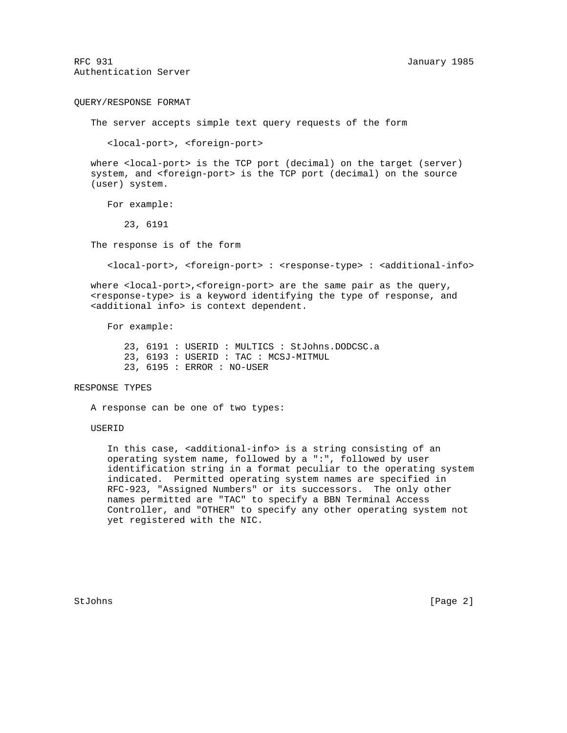## QUERY/RESPONSE FORMAT

The server accepts simple text query requests of the form

```
<local-port>, <foreign-port>
```

where <local-port> is the TCP port (decimal) on the target (server) system, and <foreign-port> is the TCP port (decimal) on the source (user) system.

For example:

```
23, 6191
```

The response is of the form

```
<local-port>, <foreign-port> : <response-type> : <additional-info>
```

where <local-port>,<foreign-port> are the same pair as the query, <response-type> is a keyword identifying the type of response, and <additional info> is context dependent.

For example:

```
23, 6191 : USERID : MULTICS : StJohns.DODCSC.a
23, 6193 : USERID : TAC : MCSJ-MITMUL
23, 6195 : ERROR : NO-USER
```

## RESPONSE TYPES

A response can be one of two types:

### USERID

In this case, <additional-info> is a string consisting of an operating system name, followed by a ":", followed by user identification string in a format peculiar to the operating system indicated. Permitted operating system names are specified in RFC-923, "Assigned Numbers" or its successors. The only other names permitted are "TAC" to specify a BBN Terminal Access Controller, and "OTHER" to specify any other operating system not yet registered with the NIC.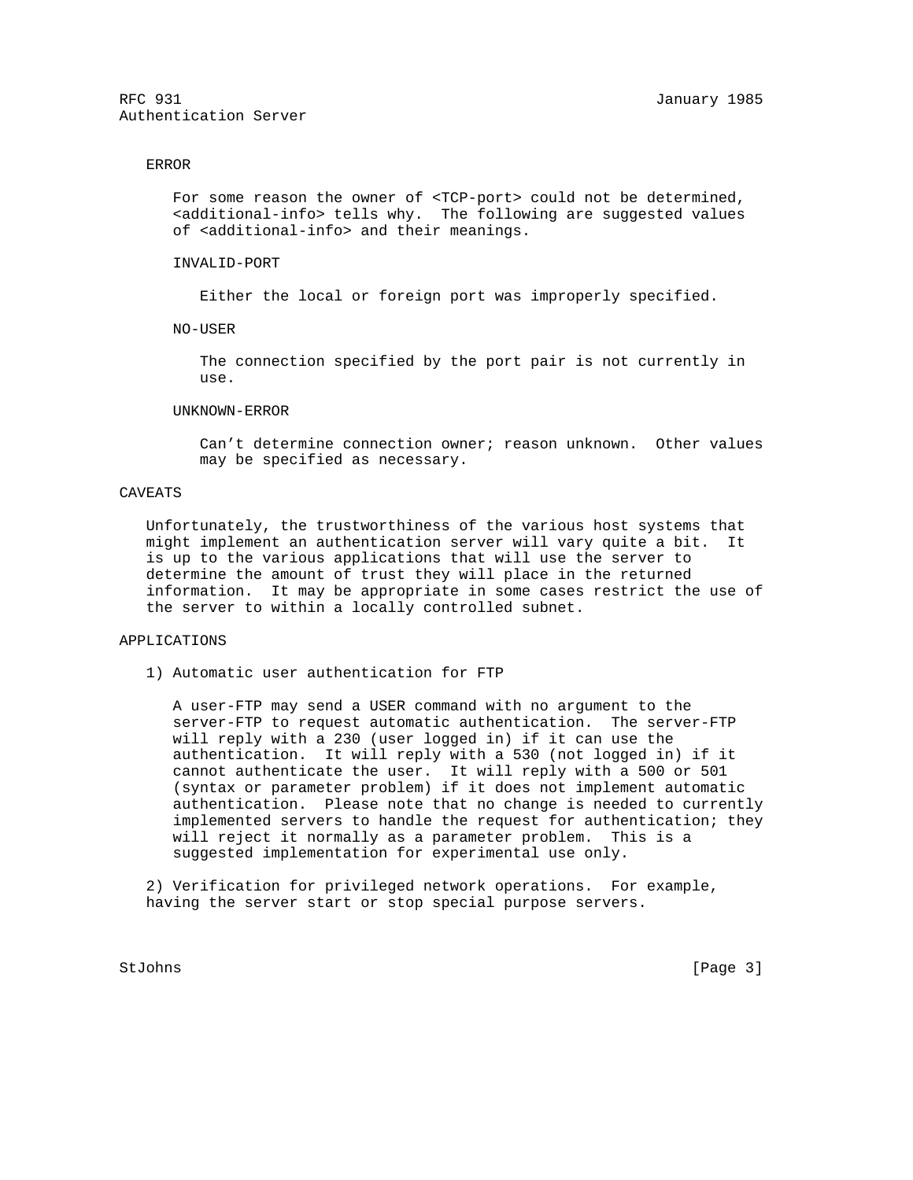### ERROR

For some reason the owner of <TCP-port> could not be determined, <additional-info> tells why. The following are suggested values of <additional-info> and their meanings.

#### INVALID-PORT

Either the local or foreign port was improperly specified.

#### NO-USER

The connection specified by the port pair is not currently in use.

#### UNKNOWN-ERROR

Can't determine connection owner; reason unknown. Other values may be specified as necessary.

## CAVEATS

Unfortunately, the trustworthiness of the various host systems that might implement an authentication server will vary quite a bit. It is up to the various applications that will use the server to determine the amount of trust they will place in the returned information. It may be appropriate in some cases restrict the use of the server to within a locally controlled subnet.

## APPLICATIONS

1) Automatic user authentication for FTP

   A user-FTP may send a USER command with no argument to the server-FTP to request automatic authentication. The server-FTP will reply with a 230 (user logged in) if it can use the authentication. It will reply with a 530 (not logged in) if it cannot authenticate the user. It will reply with a 500 or 501 (syntax or parameter problem) if it does not implement automatic authentication. Please note that no change is needed to currently implemented servers to handle the request for authentication; they will reject it normally as a parameter problem. This is a suggested implementation for experimental use only.

2) Verification for privileged network operations. For example, having the server start or stop special purpose servers.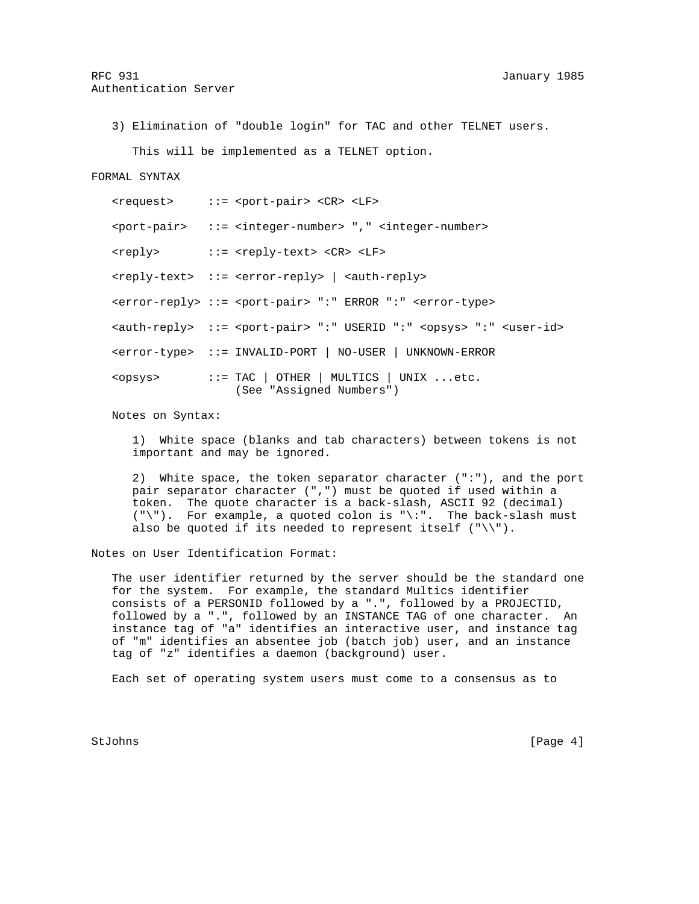3) Elimination of "double login" for TAC and other TELNET users.

   This will be implemented as a TELNET option.

## FORMAL SYNTAX

```
<request>     ::= <port-pair> <CR> <LF>

<port-pair>   ::= <integer-number> "," <integer-number>

<reply>       ::= <reply-text> <CR> <LF>

<reply-text>  ::= <error-reply> | <auth-reply>

<error-reply> ::= <port-pair> ":" ERROR ":" <error-type>

<auth-reply>  ::= <port-pair> ":" USERID ":" <opsys> ":" <user-id>

<error-type>  ::= INVALID-PORT | NO-USER | UNKNOWN-ERROR

<opsys>       ::= TAC | OTHER | MULTICS | UNIX ...etc.
                  (See "Assigned Numbers")
```

Notes on Syntax:

1) White space (blanks and tab characters) between tokens is not important and may be ignored.

2) White space, the token separator character (":"), and the port pair separator character (",") must be quoted if used within a token. The quote character is a back-slash, ASCII 92 (decimal) ("\"). For example, a quoted colon is "\:". The back-slash must also be quoted if its needed to represent itself ("\\").

## Notes on User Identification Format:

The user identifier returned by the server should be the standard one for the system. For example, the standard Multics identifier consists of a PERSONID followed by a ".", followed by a PROJECTID, followed by a ".", followed by an INSTANCE TAG of one character. An instance tag of "a" identifies an interactive user, and instance tag of "m" identifies an absentee job (batch job) user, and an instance tag of "z" identifies a daemon (background) user.

Each set of operating system users must come to a consensus as to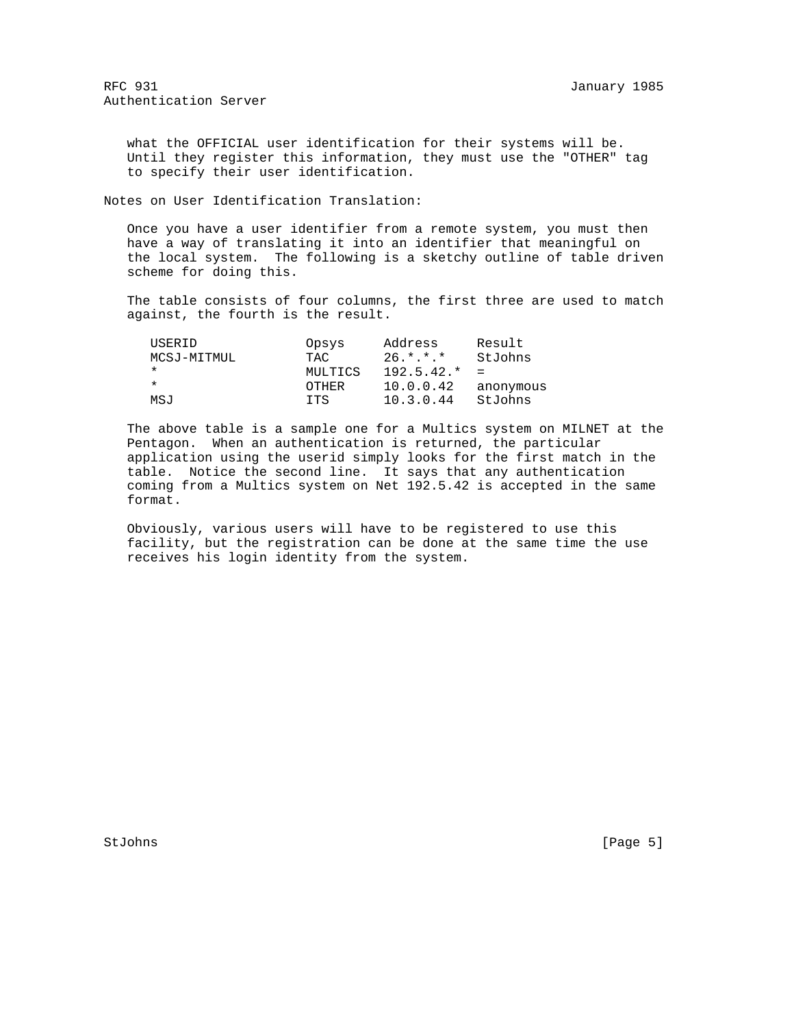what the OFFICIAL user identification for their systems will be. Until they register this information, they must use the "OTHER" tag to specify their user identification.

Notes on User Identification Translation:

Once you have a user identifier from a remote system, you must then have a way of translating it into an identifier that meaningful on the local system. The following is a sketchy outline of table driven scheme for doing this.

The table consists of four columns, the first three are used to match against, the fourth is the result.

| USERID | Opsys | Address | Result |
|---|---|---|---|
| MCSJ-MITMUL | TAC | 26.*.*.* | StJohns |
| * | MULTICS | 192.5.42.* | = |
| * | OTHER | 10.0.0.42 | anonymous |
| MSJ | ITS | 10.3.0.44 | StJohns |

The above table is a sample one for a Multics system on MILNET at the Pentagon. When an authentication is returned, the particular application using the userid simply looks for the first match in the table. Notice the second line. It says that any authentication coming from a Multics system on Net 192.5.42 is accepted in the same format.

Obviously, various users will have to be registered to use this facility, but the registration can be done at the same time the use receives his login identity from the system.